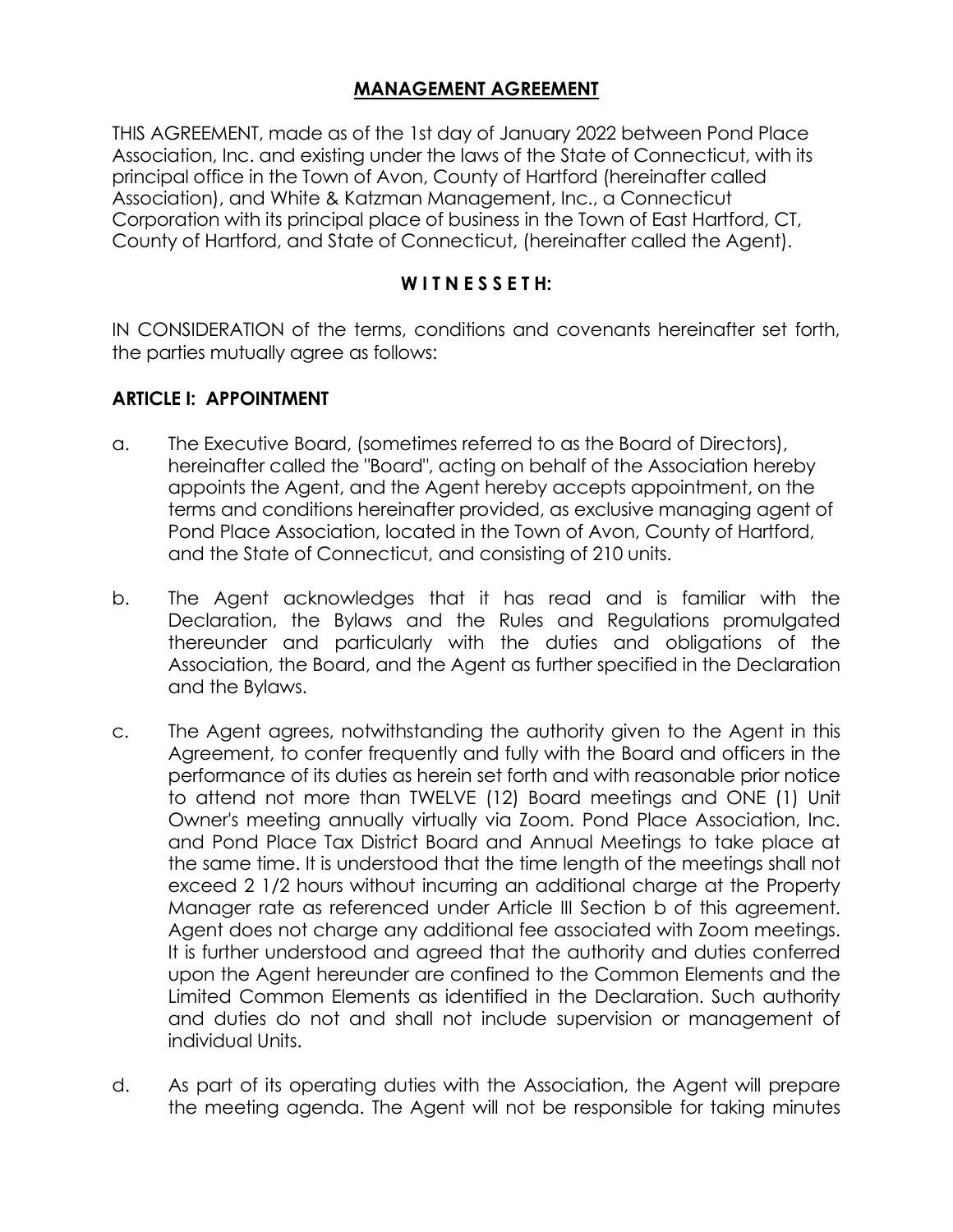# MANAGEMENT AGREEMENT

THIS AGREEMENT, made as of the 1st day of January 2022 between Pond Place Association, Inc. and existing under the laws of the State of Connecticut, with its principal office in the Town of Avon, County of Hartford (hereinafter called Association), and White & Katzman Management, Inc., a Connecticut Corporation with its principal place of business in the Town of East Hartford, CT, County of Hartford, and State of Connecticut, (hereinafter called the Agent).

**W I T N E S S E T H:**

IN CONSIDERATION of the terms, conditions and covenants hereinafter set forth, the parties mutually agree as follows:

## ARTICLE I: APPOINTMENT

a. The Executive Board, (sometimes referred to as the Board of Directors), hereinafter called the "Board", acting on behalf of the Association hereby appoints the Agent, and the Agent hereby accepts appointment, on the terms and conditions hereinafter provided, as exclusive managing agent of Pond Place Association, located in the Town of Avon, County of Hartford, and the State of Connecticut, and consisting of 210 units.

b. The Agent acknowledges that it has read and is familiar with the Declaration, the Bylaws and the Rules and Regulations promulgated thereunder and particularly with the duties and obligations of the Association, the Board, and the Agent as further specified in the Declaration and the Bylaws.

c. The Agent agrees, notwithstanding the authority given to the Agent in this Agreement, to confer frequently and fully with the Board and officers in the performance of its duties as herein set forth and with reasonable prior notice to attend not more than TWELVE (12) Board meetings and ONE (1) Unit Owner's meeting annually virtually via Zoom. Pond Place Association, Inc. and Pond Place Tax District Board and Annual Meetings to take place at the same time. It is understood that the time length of the meetings shall not exceed 2 1/2 hours without incurring an additional charge at the Property Manager rate as referenced under Article III Section b of this agreement. Agent does not charge any additional fee associated with Zoom meetings. It is further understood and agreed that the authority and duties conferred upon the Agent hereunder are confined to the Common Elements and the Limited Common Elements as identified in the Declaration. Such authority and duties do not and shall not include supervision or management of individual Units.

d. As part of its operating duties with the Association, the Agent will prepare the meeting agenda. The Agent will not be responsible for taking minutes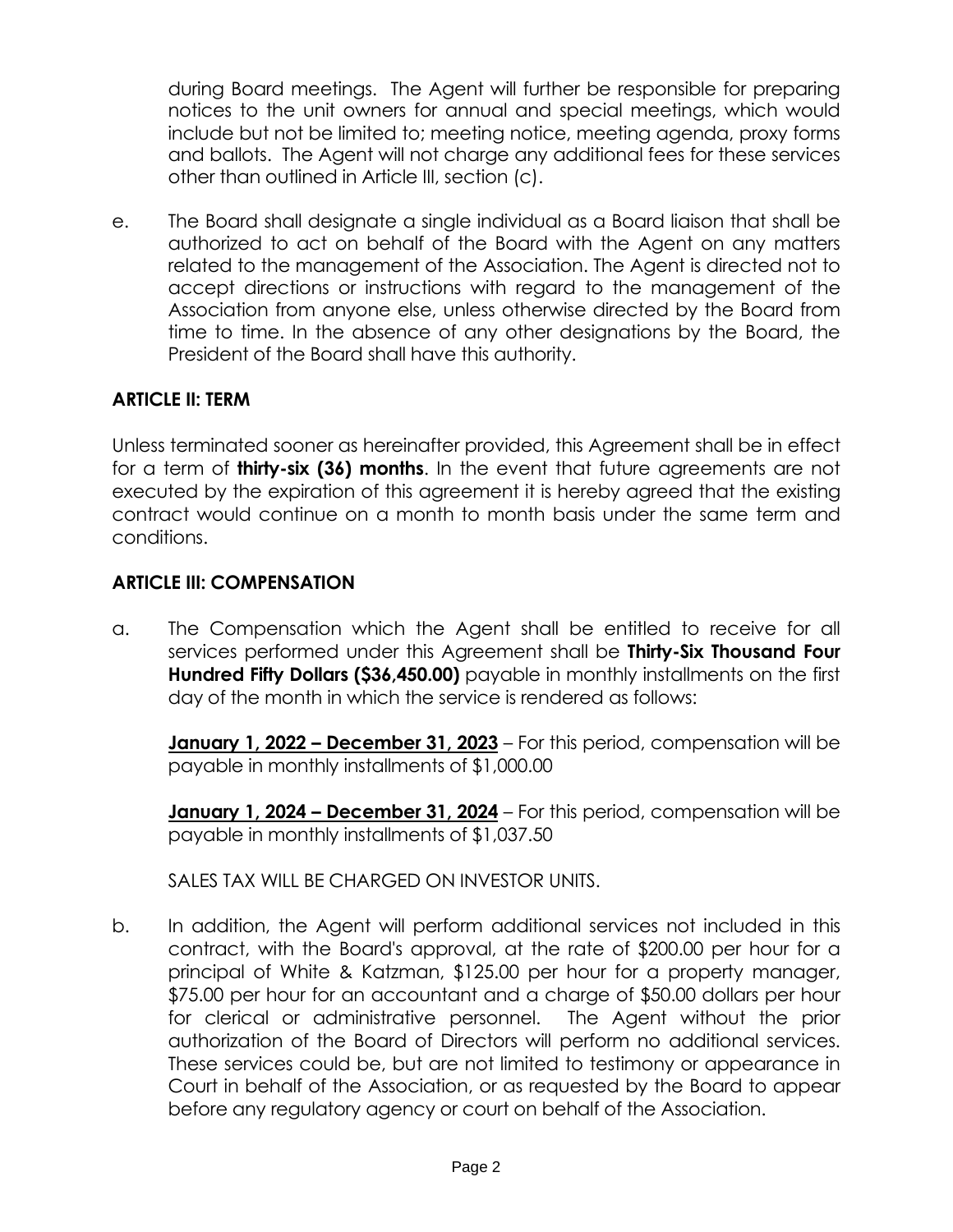during Board meetings. The Agent will further be responsible for preparing notices to the unit owners for annual and special meetings, which would include but not be limited to; meeting notice, meeting agenda, proxy forms and ballots. The Agent will not charge any additional fees for these services other than outlined in Article III, section (c).

e. The Board shall designate a single individual as a Board liaison that shall be authorized to act on behalf of the Board with the Agent on any matters related to the management of the Association. The Agent is directed not to accept directions or instructions with regard to the management of the Association from anyone else, unless otherwise directed by the Board from time to time. In the absence of any other designations by the Board, the President of the Board shall have this authority.

## ARTICLE II: TERM

Unless terminated sooner as hereinafter provided, this Agreement shall be in effect for a term of **thirty-six (36) months**. In the event that future agreements are not executed by the expiration of this agreement it is hereby agreed that the existing contract would continue on a month to month basis under the same term and conditions.

## ARTICLE III: COMPENSATION

a. The Compensation which the Agent shall be entitled to receive for all services performed under this Agreement shall be **Thirty-Six Thousand Four Hundred Fifty Dollars ($36,450.00)** payable in monthly installments on the first day of the month in which the service is rendered as follows:

   **<u>January 1, 2022 – December 31, 2023</u>** – For this period, compensation will be payable in monthly installments of $1,000.00

   **<u>January 1, 2024 – December 31, 2024</u>** – For this period, compensation will be payable in monthly installments of $1,037.50

   SALES TAX WILL BE CHARGED ON INVESTOR UNITS.

b. In addition, the Agent will perform additional services not included in this contract, with the Board's approval, at the rate of $200.00 per hour for a principal of White & Katzman, $125.00 per hour for a property manager, $75.00 per hour for an accountant and a charge of $50.00 dollars per hour for clerical or administrative personnel. The Agent without the prior authorization of the Board of Directors will perform no additional services. These services could be, but are not limited to testimony or appearance in Court in behalf of the Association, or as requested by the Board to appear before any regulatory agency or court on behalf of the Association.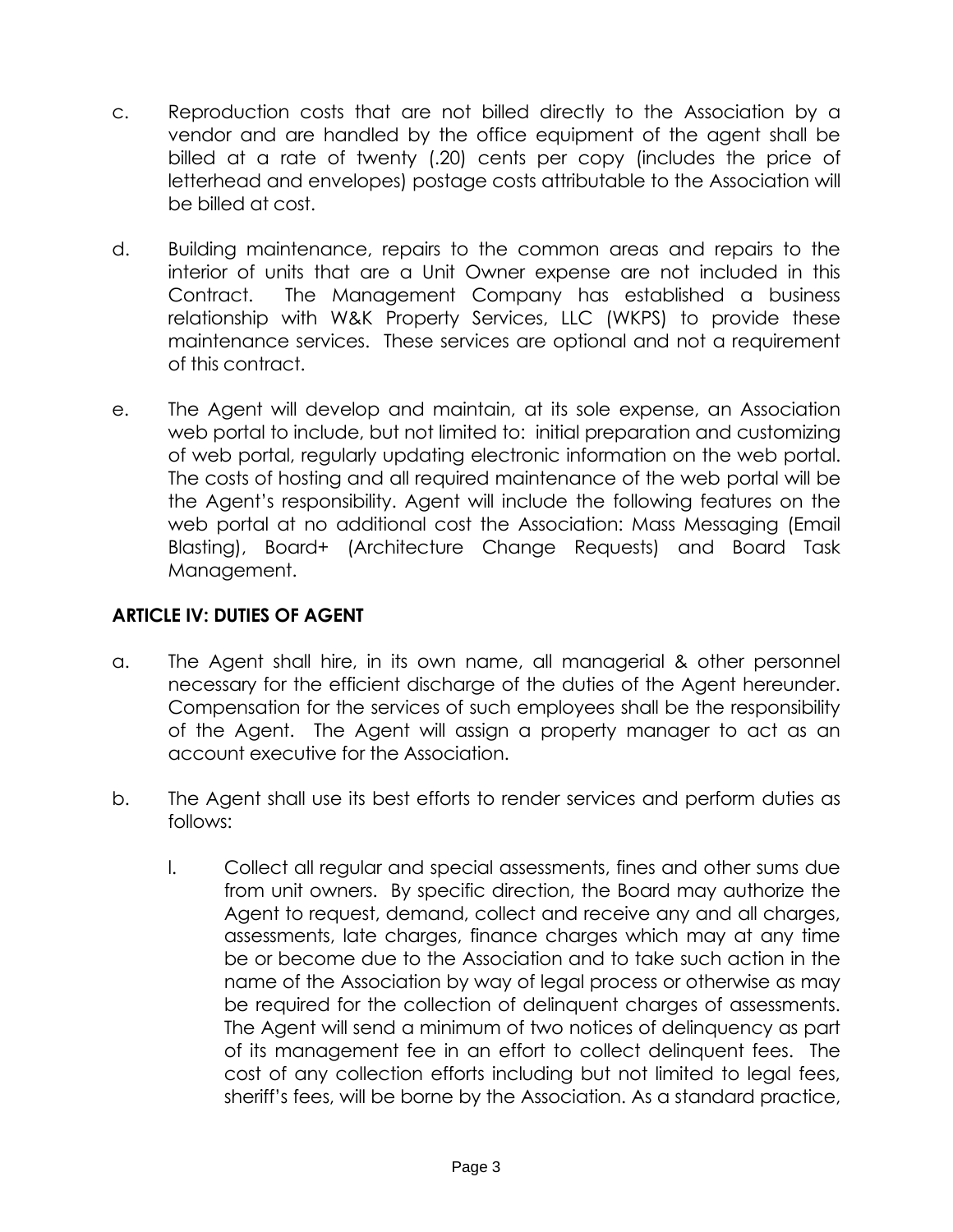c. Reproduction costs that are not billed directly to the Association by a vendor and are handled by the office equipment of the agent shall be billed at a rate of twenty (.20) cents per copy (includes the price of letterhead and envelopes) postage costs attributable to the Association will be billed at cost.

d. Building maintenance, repairs to the common areas and repairs to the interior of units that are a Unit Owner expense are not included in this Contract. The Management Company has established a business relationship with W&K Property Services, LLC (WKPS) to provide these maintenance services. These services are optional and not a requirement of this contract.

e. The Agent will develop and maintain, at its sole expense, an Association web portal to include, but not limited to: initial preparation and customizing of web portal, regularly updating electronic information on the web portal. The costs of hosting and all required maintenance of the web portal will be the Agent's responsibility. Agent will include the following features on the web portal at no additional cost the Association: Mass Messaging (Email Blasting), Board+ (Architecture Change Requests) and Board Task Management.

**ARTICLE IV: DUTIES OF AGENT**

a. The Agent shall hire, in its own name, all managerial & other personnel necessary for the efficient discharge of the duties of the Agent hereunder. Compensation for the services of such employees shall be the responsibility of the Agent. The Agent will assign a property manager to act as an account executive for the Association.

b. The Agent shall use its best efforts to render services and perform duties as follows:

   I. Collect all regular and special assessments, fines and other sums due from unit owners. By specific direction, the Board may authorize the Agent to request, demand, collect and receive any and all charges, assessments, late charges, finance charges which may at any time be or become due to the Association and to take such action in the name of the Association by way of legal process or otherwise as may be required for the collection of delinquent charges of assessments. The Agent will send a minimum of two notices of delinquency as part of its management fee in an effort to collect delinquent fees. The cost of any collection efforts including but not limited to legal fees, sheriff's fees, will be borne by the Association. As a standard practice,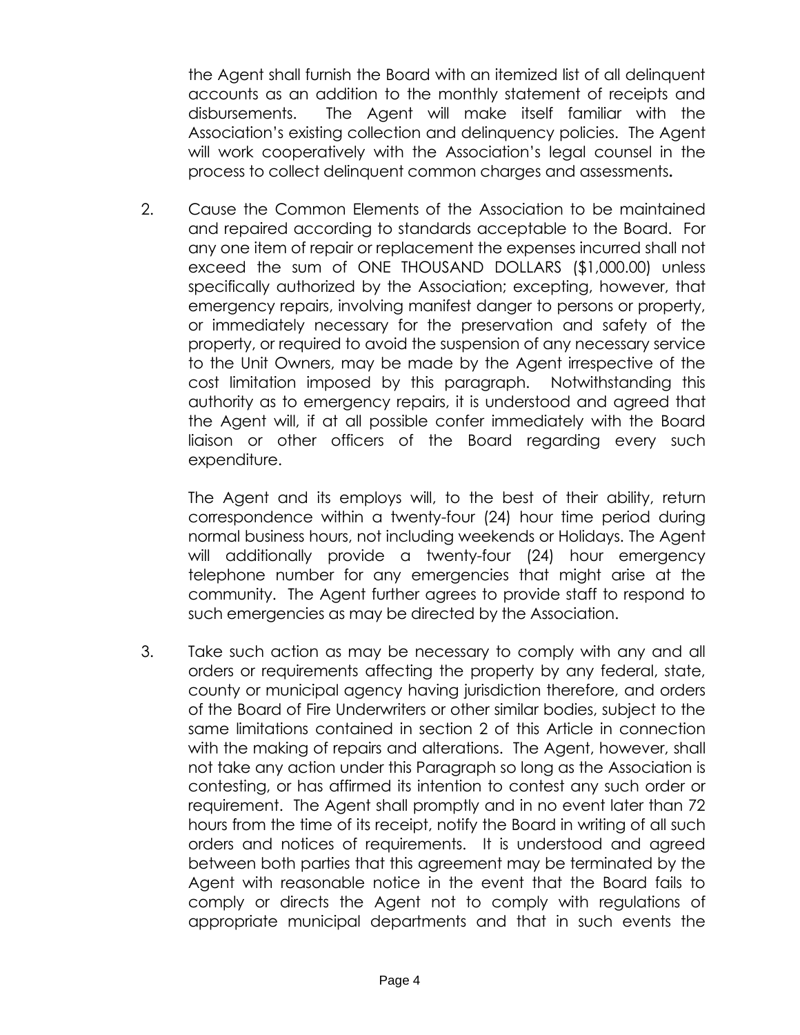the Agent shall furnish the Board with an itemized list of all delinquent accounts as an addition to the monthly statement of receipts and disbursements. The Agent will make itself familiar with the Association's existing collection and delinquency policies. The Agent will work cooperatively with the Association's legal counsel in the process to collect delinquent common charges and assessments**.**

2. Cause the Common Elements of the Association to be maintained and repaired according to standards acceptable to the Board. For any one item of repair or replacement the expenses incurred shall not exceed the sum of ONE THOUSAND DOLLARS ($1,000.00) unless specifically authorized by the Association; excepting, however, that emergency repairs, involving manifest danger to persons or property, or immediately necessary for the preservation and safety of the property, or required to avoid the suspension of any necessary service to the Unit Owners, may be made by the Agent irrespective of the cost limitation imposed by this paragraph. Notwithstanding this authority as to emergency repairs, it is understood and agreed that the Agent will, if at all possible confer immediately with the Board liaison or other officers of the Board regarding every such expenditure.

   The Agent and its employs will, to the best of their ability, return correspondence within a twenty-four (24) hour time period during normal business hours, not including weekends or Holidays. The Agent will additionally provide a twenty-four (24) hour emergency telephone number for any emergencies that might arise at the community. The Agent further agrees to provide staff to respond to such emergencies as may be directed by the Association.

3. Take such action as may be necessary to comply with any and all orders or requirements affecting the property by any federal, state, county or municipal agency having jurisdiction therefore, and orders of the Board of Fire Underwriters or other similar bodies, subject to the same limitations contained in section 2 of this Article in connection with the making of repairs and alterations. The Agent, however, shall not take any action under this Paragraph so long as the Association is contesting, or has affirmed its intention to contest any such order or requirement. The Agent shall promptly and in no event later than 72 hours from the time of its receipt, notify the Board in writing of all such orders and notices of requirements. It is understood and agreed between both parties that this agreement may be terminated by the Agent with reasonable notice in the event that the Board fails to comply or directs the Agent not to comply with regulations of appropriate municipal departments and that in such events the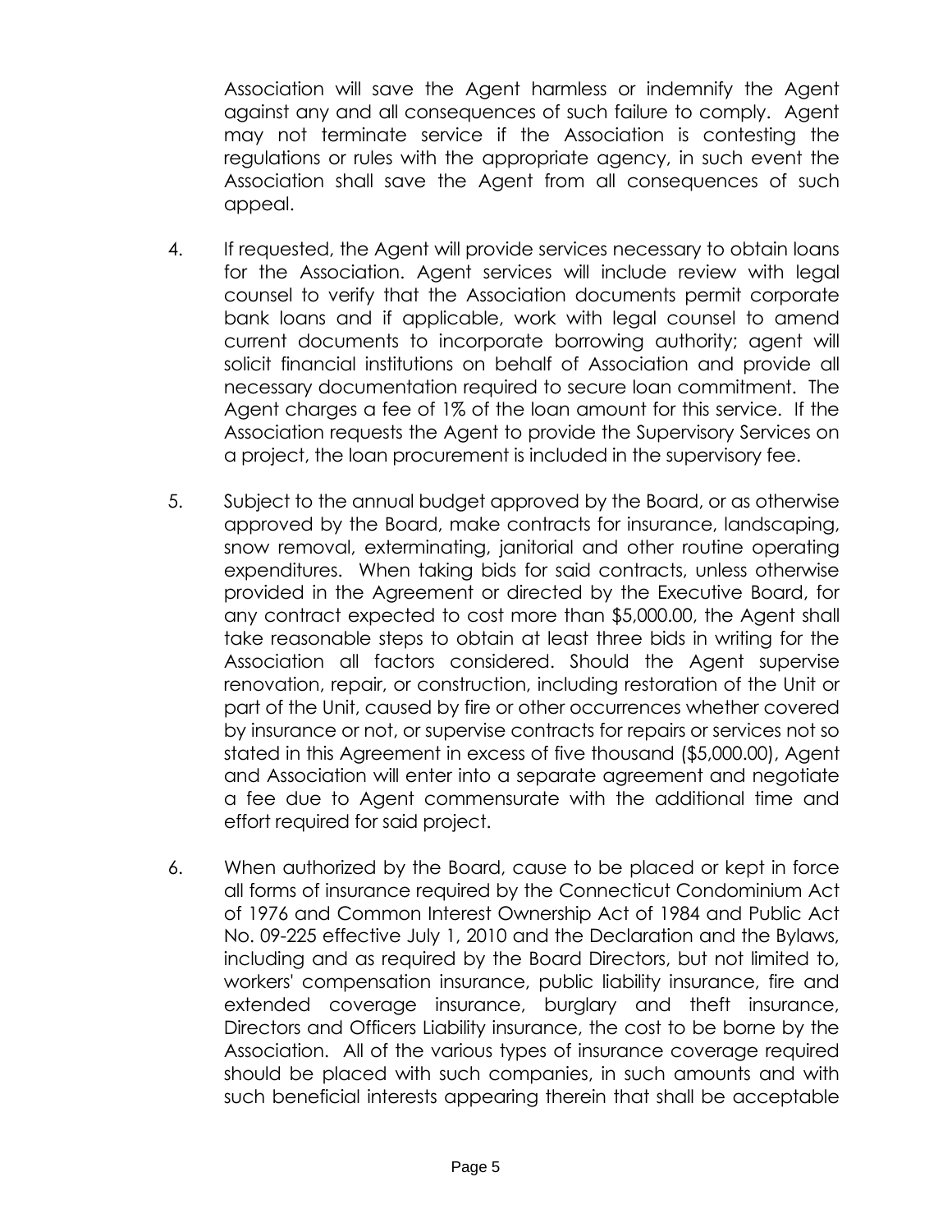Association will save the Agent harmless or indemnify the Agent against any and all consequences of such failure to comply. Agent may not terminate service if the Association is contesting the regulations or rules with the appropriate agency, in such event the Association shall save the Agent from all consequences of such appeal.

4. If requested, the Agent will provide services necessary to obtain loans for the Association. Agent services will include review with legal counsel to verify that the Association documents permit corporate bank loans and if applicable, work with legal counsel to amend current documents to incorporate borrowing authority; agent will solicit financial institutions on behalf of Association and provide all necessary documentation required to secure loan commitment. The Agent charges a fee of 1% of the loan amount for this service. If the Association requests the Agent to provide the Supervisory Services on a project, the loan procurement is included in the supervisory fee.

5. Subject to the annual budget approved by the Board, or as otherwise approved by the Board, make contracts for insurance, landscaping, snow removal, exterminating, janitorial and other routine operating expenditures. When taking bids for said contracts, unless otherwise provided in the Agreement or directed by the Executive Board, for any contract expected to cost more than $5,000.00, the Agent shall take reasonable steps to obtain at least three bids in writing for the Association all factors considered. Should the Agent supervise renovation, repair, or construction, including restoration of the Unit or part of the Unit, caused by fire or other occurrences whether covered by insurance or not, or supervise contracts for repairs or services not so stated in this Agreement in excess of five thousand ($5,000.00), Agent and Association will enter into a separate agreement and negotiate a fee due to Agent commensurate with the additional time and effort required for said project.

6. When authorized by the Board, cause to be placed or kept in force all forms of insurance required by the Connecticut Condominium Act of 1976 and Common Interest Ownership Act of 1984 and Public Act No. 09-225 effective July 1, 2010 and the Declaration and the Bylaws, including and as required by the Board Directors, but not limited to, workers' compensation insurance, public liability insurance, fire and extended coverage insurance, burglary and theft insurance, Directors and Officers Liability insurance, the cost to be borne by the Association. All of the various types of insurance coverage required should be placed with such companies, in such amounts and with such beneficial interests appearing therein that shall be acceptable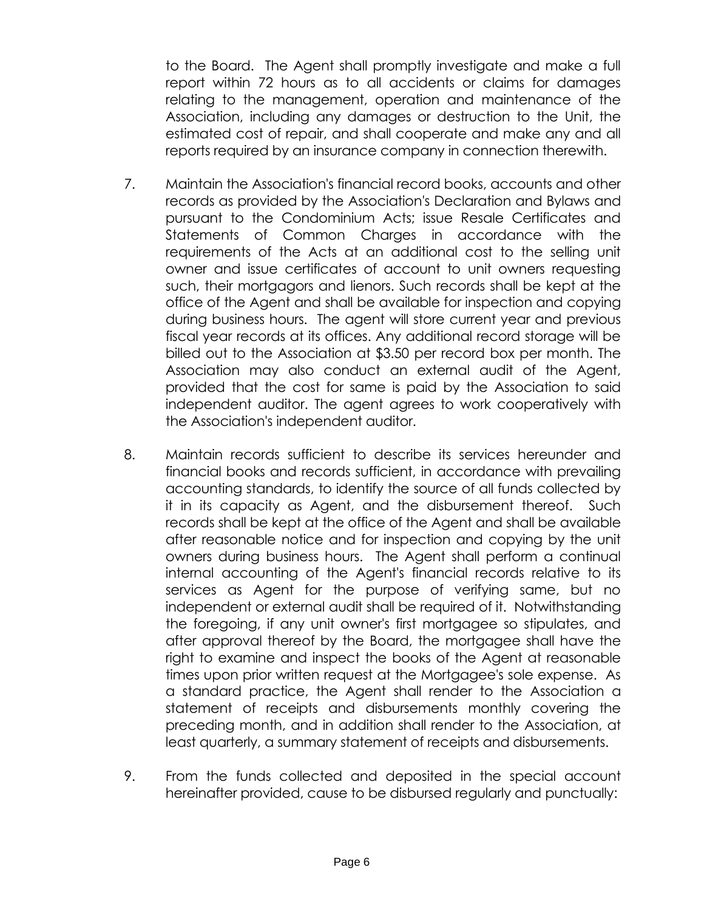to the Board. The Agent shall promptly investigate and make a full report within 72 hours as to all accidents or claims for damages relating to the management, operation and maintenance of the Association, including any damages or destruction to the Unit, the estimated cost of repair, and shall cooperate and make any and all reports required by an insurance company in connection therewith.

7. Maintain the Association's financial record books, accounts and other records as provided by the Association's Declaration and Bylaws and pursuant to the Condominium Acts; issue Resale Certificates and Statements of Common Charges in accordance with the requirements of the Acts at an additional cost to the selling unit owner and issue certificates of account to unit owners requesting such, their mortgagors and lienors. Such records shall be kept at the office of the Agent and shall be available for inspection and copying during business hours. The agent will store current year and previous fiscal year records at its offices. Any additional record storage will be billed out to the Association at $3.50 per record box per month. The Association may also conduct an external audit of the Agent, provided that the cost for same is paid by the Association to said independent auditor. The agent agrees to work cooperatively with the Association's independent auditor.

8. Maintain records sufficient to describe its services hereunder and financial books and records sufficient, in accordance with prevailing accounting standards, to identify the source of all funds collected by it in its capacity as Agent, and the disbursement thereof. Such records shall be kept at the office of the Agent and shall be available after reasonable notice and for inspection and copying by the unit owners during business hours. The Agent shall perform a continual internal accounting of the Agent's financial records relative to its services as Agent for the purpose of verifying same, but no independent or external audit shall be required of it. Notwithstanding the foregoing, if any unit owner's first mortgagee so stipulates, and after approval thereof by the Board, the mortgagee shall have the right to examine and inspect the books of the Agent at reasonable times upon prior written request at the Mortgagee's sole expense. As a standard practice, the Agent shall render to the Association a statement of receipts and disbursements monthly covering the preceding month, and in addition shall render to the Association, at least quarterly, a summary statement of receipts and disbursements.

9. From the funds collected and deposited in the special account hereinafter provided, cause to be disbursed regularly and punctually: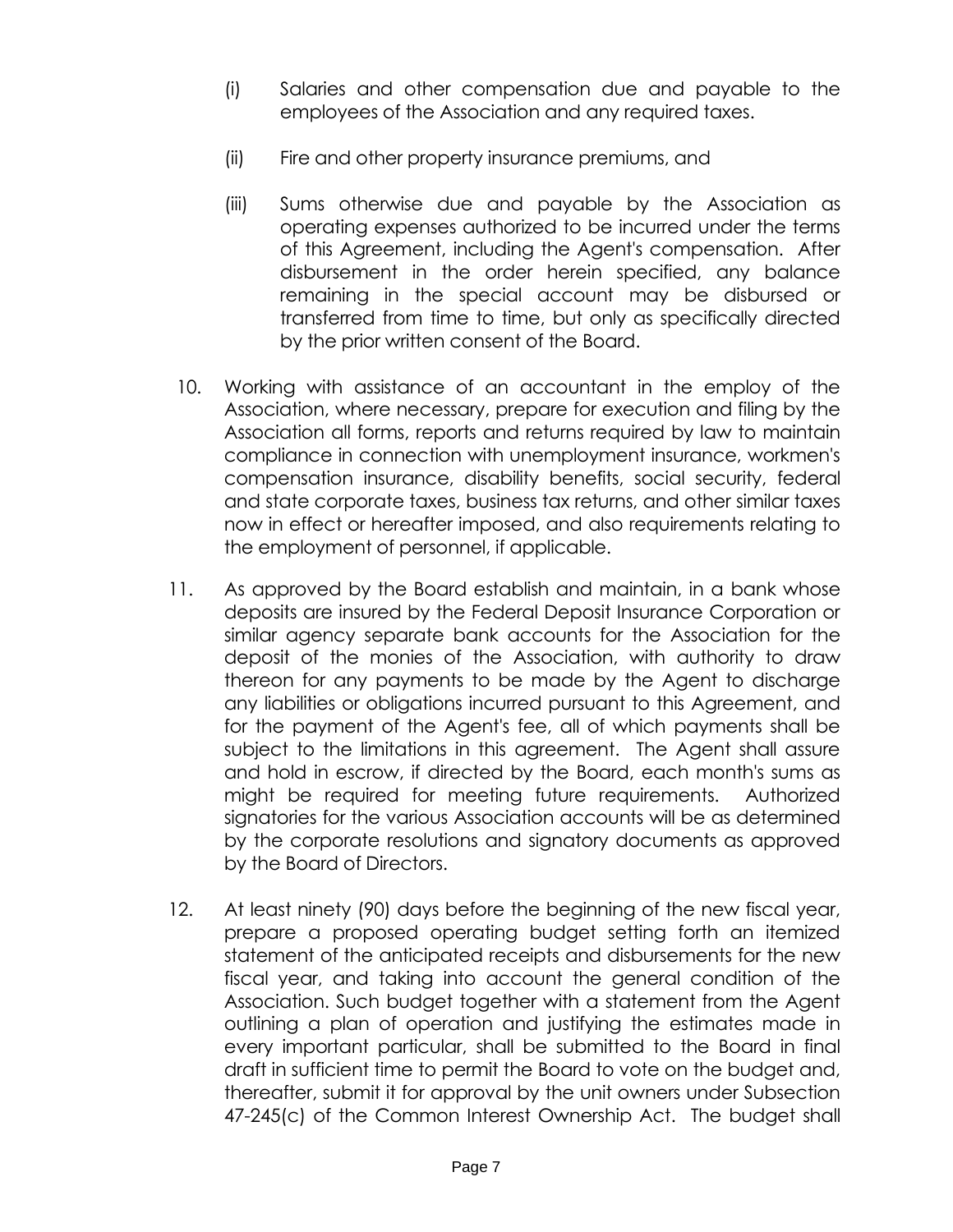(i) Salaries and other compensation due and payable to the employees of the Association and any required taxes.

(ii) Fire and other property insurance premiums, and

(iii) Sums otherwise due and payable by the Association as operating expenses authorized to be incurred under the terms of this Agreement, including the Agent's compensation. After disbursement in the order herein specified, any balance remaining in the special account may be disbursed or transferred from time to time, but only as specifically directed by the prior written consent of the Board.

10. Working with assistance of an accountant in the employ of the Association, where necessary, prepare for execution and filing by the Association all forms, reports and returns required by law to maintain compliance in connection with unemployment insurance, workmen's compensation insurance, disability benefits, social security, federal and state corporate taxes, business tax returns, and other similar taxes now in effect or hereafter imposed, and also requirements relating to the employment of personnel, if applicable.

11. As approved by the Board establish and maintain, in a bank whose deposits are insured by the Federal Deposit Insurance Corporation or similar agency separate bank accounts for the Association for the deposit of the monies of the Association, with authority to draw thereon for any payments to be made by the Agent to discharge any liabilities or obligations incurred pursuant to this Agreement, and for the payment of the Agent's fee, all of which payments shall be subject to the limitations in this agreement. The Agent shall assure and hold in escrow, if directed by the Board, each month's sums as might be required for meeting future requirements. Authorized signatories for the various Association accounts will be as determined by the corporate resolutions and signatory documents as approved by the Board of Directors.

12. At least ninety (90) days before the beginning of the new fiscal year, prepare a proposed operating budget setting forth an itemized statement of the anticipated receipts and disbursements for the new fiscal year, and taking into account the general condition of the Association. Such budget together with a statement from the Agent outlining a plan of operation and justifying the estimates made in every important particular, shall be submitted to the Board in final draft in sufficient time to permit the Board to vote on the budget and, thereafter, submit it for approval by the unit owners under Subsection 47-245(c) of the Common Interest Ownership Act. The budget shall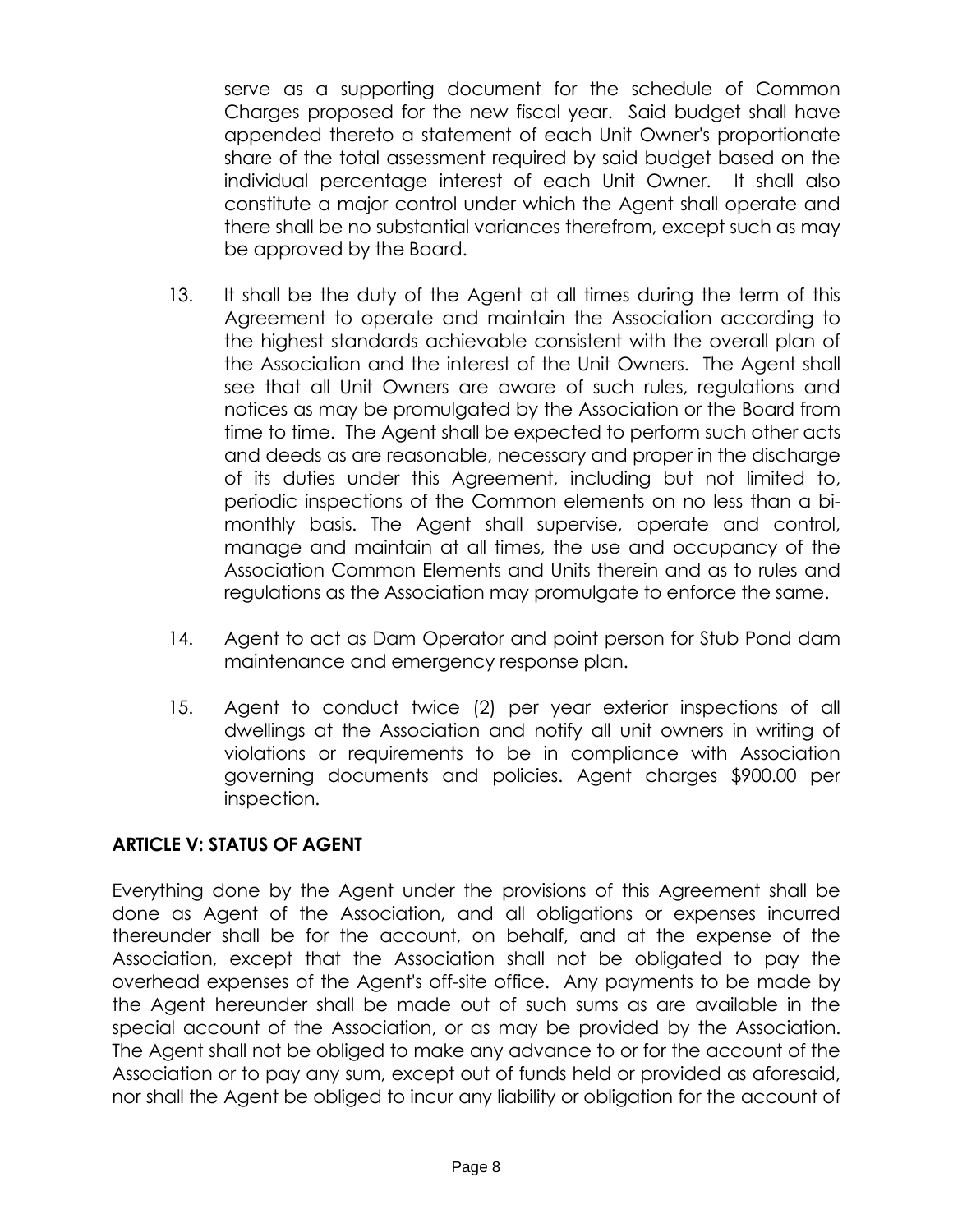serve as a supporting document for the schedule of Common Charges proposed for the new fiscal year. Said budget shall have appended thereto a statement of each Unit Owner's proportionate share of the total assessment required by said budget based on the individual percentage interest of each Unit Owner. It shall also constitute a major control under which the Agent shall operate and there shall be no substantial variances therefrom, except such as may be approved by the Board.

13. It shall be the duty of the Agent at all times during the term of this Agreement to operate and maintain the Association according to the highest standards achievable consistent with the overall plan of the Association and the interest of the Unit Owners. The Agent shall see that all Unit Owners are aware of such rules, regulations and notices as may be promulgated by the Association or the Board from time to time. The Agent shall be expected to perform such other acts and deeds as are reasonable, necessary and proper in the discharge of its duties under this Agreement, including but not limited to, periodic inspections of the Common elements on no less than a bi-monthly basis. The Agent shall supervise, operate and control, manage and maintain at all times, the use and occupancy of the Association Common Elements and Units therein and as to rules and regulations as the Association may promulgate to enforce the same.

14. Agent to act as Dam Operator and point person for Stub Pond dam maintenance and emergency response plan.

15. Agent to conduct twice (2) per year exterior inspections of all dwellings at the Association and notify all unit owners in writing of violations or requirements to be in compliance with Association governing documents and policies. Agent charges $900.00 per inspection.

**ARTICLE V: STATUS OF AGENT**

Everything done by the Agent under the provisions of this Agreement shall be done as Agent of the Association, and all obligations or expenses incurred thereunder shall be for the account, on behalf, and at the expense of the Association, except that the Association shall not be obligated to pay the overhead expenses of the Agent's off-site office. Any payments to be made by the Agent hereunder shall be made out of such sums as are available in the special account of the Association, or as may be provided by the Association. The Agent shall not be obliged to make any advance to or for the account of the Association or to pay any sum, except out of funds held or provided as aforesaid, nor shall the Agent be obliged to incur any liability or obligation for the account of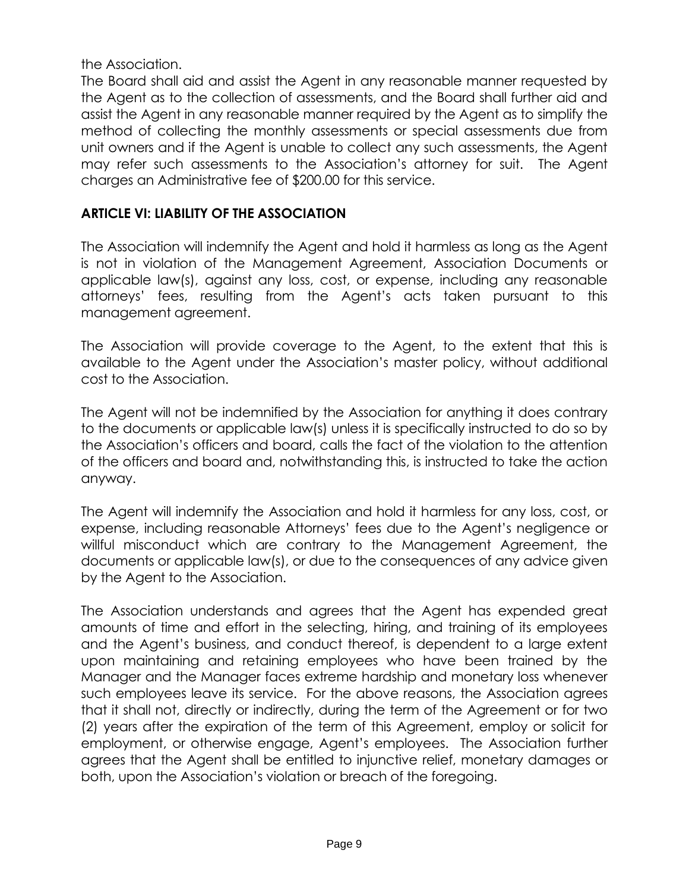the Association.

The Board shall aid and assist the Agent in any reasonable manner requested by the Agent as to the collection of assessments, and the Board shall further aid and assist the Agent in any reasonable manner required by the Agent as to simplify the method of collecting the monthly assessments or special assessments due from unit owners and if the Agent is unable to collect any such assessments, the Agent may refer such assessments to the Association's attorney for suit. The Agent charges an Administrative fee of $200.00 for this service.

## ARTICLE VI: LIABILITY OF THE ASSOCIATION

The Association will indemnify the Agent and hold it harmless as long as the Agent is not in violation of the Management Agreement, Association Documents or applicable law(s), against any loss, cost, or expense, including any reasonable attorneys' fees, resulting from the Agent's acts taken pursuant to this management agreement.

The Association will provide coverage to the Agent, to the extent that this is available to the Agent under the Association's master policy, without additional cost to the Association.

The Agent will not be indemnified by the Association for anything it does contrary to the documents or applicable law(s) unless it is specifically instructed to do so by the Association's officers and board, calls the fact of the violation to the attention of the officers and board and, notwithstanding this, is instructed to take the action anyway.

The Agent will indemnify the Association and hold it harmless for any loss, cost, or expense, including reasonable Attorneys' fees due to the Agent's negligence or willful misconduct which are contrary to the Management Agreement, the documents or applicable law(s), or due to the consequences of any advice given by the Agent to the Association.

The Association understands and agrees that the Agent has expended great amounts of time and effort in the selecting, hiring, and training of its employees and the Agent's business, and conduct thereof, is dependent to a large extent upon maintaining and retaining employees who have been trained by the Manager and the Manager faces extreme hardship and monetary loss whenever such employees leave its service. For the above reasons, the Association agrees that it shall not, directly or indirectly, during the term of the Agreement or for two (2) years after the expiration of the term of this Agreement, employ or solicit for employment, or otherwise engage, Agent's employees. The Association further agrees that the Agent shall be entitled to injunctive relief, monetary damages or both, upon the Association's violation or breach of the foregoing.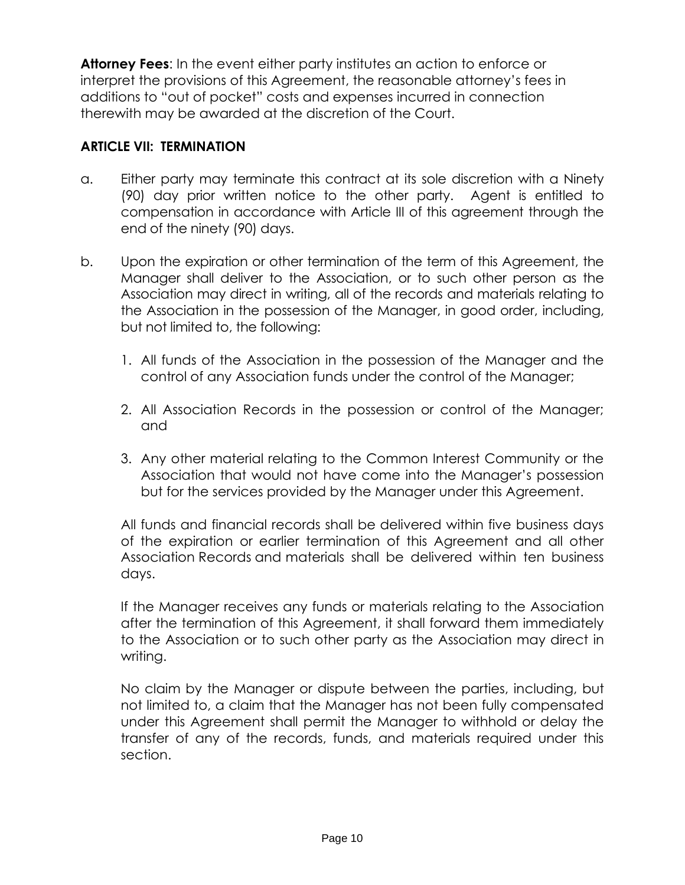**Attorney Fees**: In the event either party institutes an action to enforce or interpret the provisions of this Agreement, the reasonable attorney's fees in additions to "out of pocket" costs and expenses incurred in connection therewith may be awarded at the discretion of the Court.

**ARTICLE VII: TERMINATION**

a. Either party may terminate this contract at its sole discretion with a Ninety (90) day prior written notice to the other party. Agent is entitled to compensation in accordance with Article III of this agreement through the end of the ninety (90) days.

b. Upon the expiration or other termination of the term of this Agreement, the Manager shall deliver to the Association, or to such other person as the Association may direct in writing, all of the records and materials relating to the Association in the possession of the Manager, in good order, including, but not limited to, the following:

   1. All funds of the Association in the possession of the Manager and the control of any Association funds under the control of the Manager;

   2. All Association Records in the possession or control of the Manager; and

   3. Any other material relating to the Common Interest Community or the Association that would not have come into the Manager's possession but for the services provided by the Manager under this Agreement.

   All funds and financial records shall be delivered within five business days of the expiration or earlier termination of this Agreement and all other Association Records and materials shall be delivered within ten business days.

   If the Manager receives any funds or materials relating to the Association after the termination of this Agreement, it shall forward them immediately to the Association or to such other party as the Association may direct in writing.

   No claim by the Manager or dispute between the parties, including, but not limited to, a claim that the Manager has not been fully compensated under this Agreement shall permit the Manager to withhold or delay the transfer of any of the records, funds, and materials required under this section.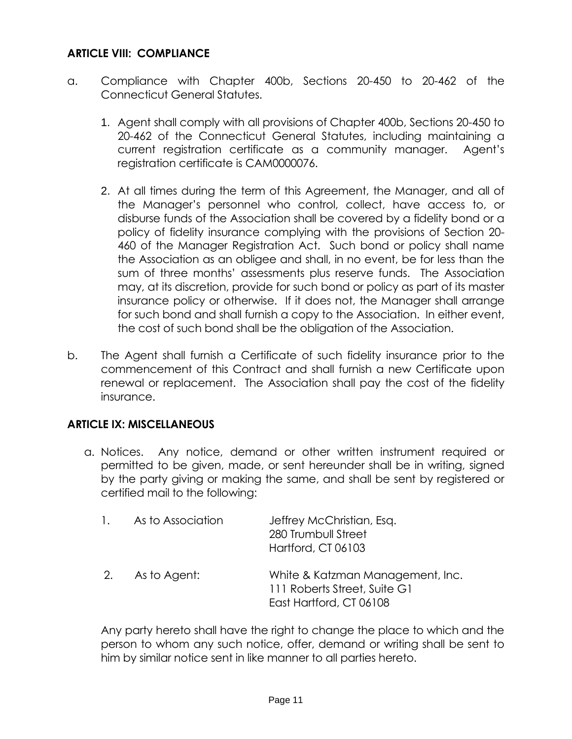**ARTICLE VIII: COMPLIANCE**

a. Compliance with Chapter 400b, Sections 20-450 to 20-462 of the Connecticut General Statutes.

   1. Agent shall comply with all provisions of Chapter 400b, Sections 20-450 to 20-462 of the Connecticut General Statutes, including maintaining a current registration certificate as a community manager. Agent's registration certificate is CAM0000076.

   2. At all times during the term of this Agreement, the Manager, and all of the Manager's personnel who control, collect, have access to, or disburse funds of the Association shall be covered by a fidelity bond or a policy of fidelity insurance complying with the provisions of Section 20-460 of the Manager Registration Act. Such bond or policy shall name the Association as an obligee and shall, in no event, be for less than the sum of three months' assessments plus reserve funds. The Association may, at its discretion, provide for such bond or policy as part of its master insurance policy or otherwise. If it does not, the Manager shall arrange for such bond and shall furnish a copy to the Association. In either event, the cost of such bond shall be the obligation of the Association.

b. The Agent shall furnish a Certificate of such fidelity insurance prior to the commencement of this Contract and shall furnish a new Certificate upon renewal or replacement. The Association shall pay the cost of the fidelity insurance.

**ARTICLE IX: MISCELLANEOUS**

a. Notices. Any notice, demand or other written instrument required or permitted to be given, made, or sent hereunder shall be in writing, signed by the party giving or making the same, and shall be sent by registered or certified mail to the following:

   1. As to Association

      Jeffrey McChristian, Esq.
      280 Trumbull Street
      Hartford, CT 06103

   2. As to Agent:

      White & Katzman Management, Inc.
      111 Roberts Street, Suite G1
      East Hartford, CT 06108

   Any party hereto shall have the right to change the place to which and the person to whom any such notice, offer, demand or writing shall be sent to him by similar notice sent in like manner to all parties hereto.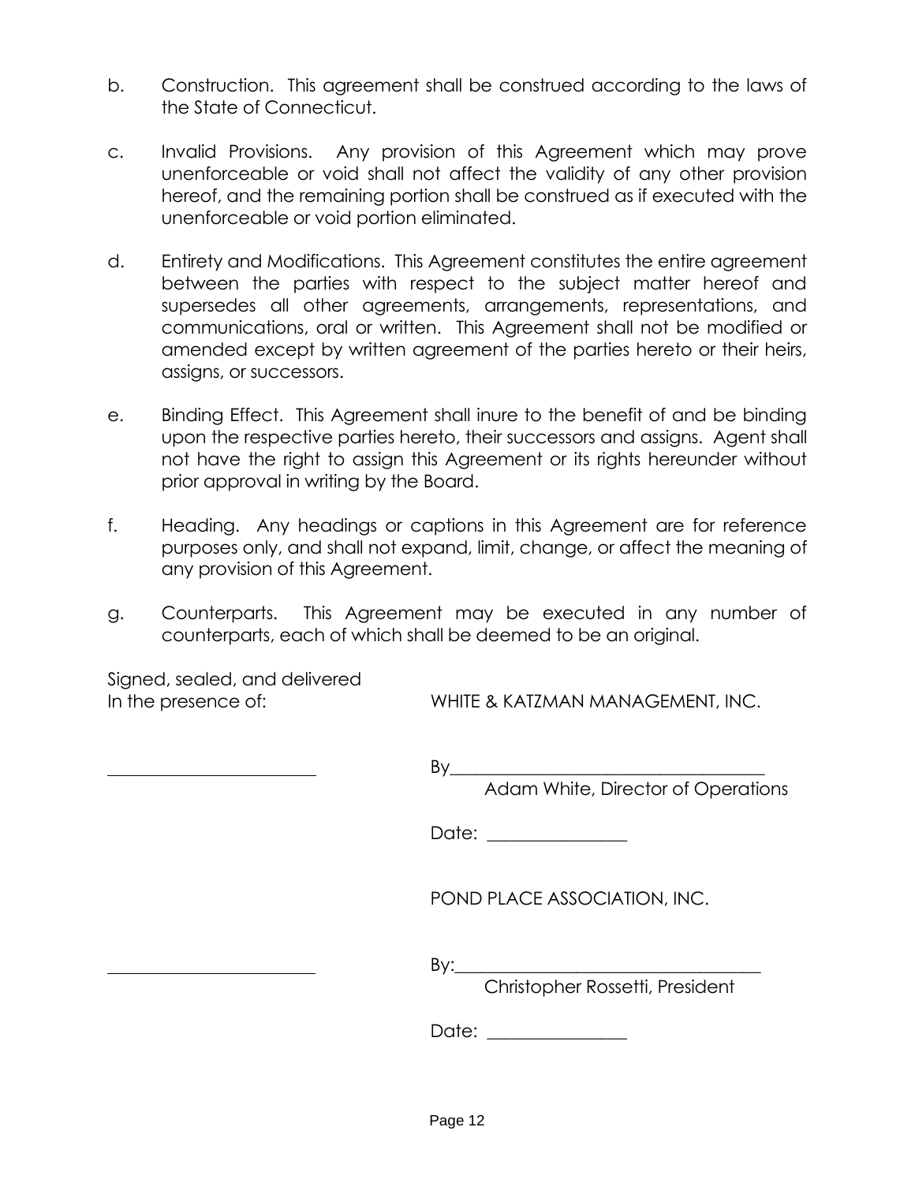b. Construction. This agreement shall be construed according to the laws of the State of Connecticut.

c. Invalid Provisions. Any provision of this Agreement which may prove unenforceable or void shall not affect the validity of any other provision hereof, and the remaining portion shall be construed as if executed with the unenforceable or void portion eliminated.

d. Entirety and Modifications. This Agreement constitutes the entire agreement between the parties with respect to the subject matter hereof and supersedes all other agreements, arrangements, representations, and communications, oral or written. This Agreement shall not be modified or amended except by written agreement of the parties hereto or their heirs, assigns, or successors.

e. Binding Effect. This Agreement shall inure to the benefit of and be binding upon the respective parties hereto, their successors and assigns. Agent shall not have the right to assign this Agreement or its rights hereunder without prior approval in writing by the Board.

f. Heading. Any headings or captions in this Agreement are for reference purposes only, and shall not expand, limit, change, or affect the meaning of any provision of this Agreement.

g. Counterparts. This Agreement may be executed in any number of counterparts, each of which shall be deemed to be an original.

Signed, sealed, and delivered
In the presence of:

WHITE & KATZMAN MANAGEMENT, INC.

______________________

By____________________________________
Adam White, Director of Operations

Date: _______________

POND PLACE ASSOCIATION, INC.

______________________

By:___________________________________
Christopher Rossetti, President

Date: _______________